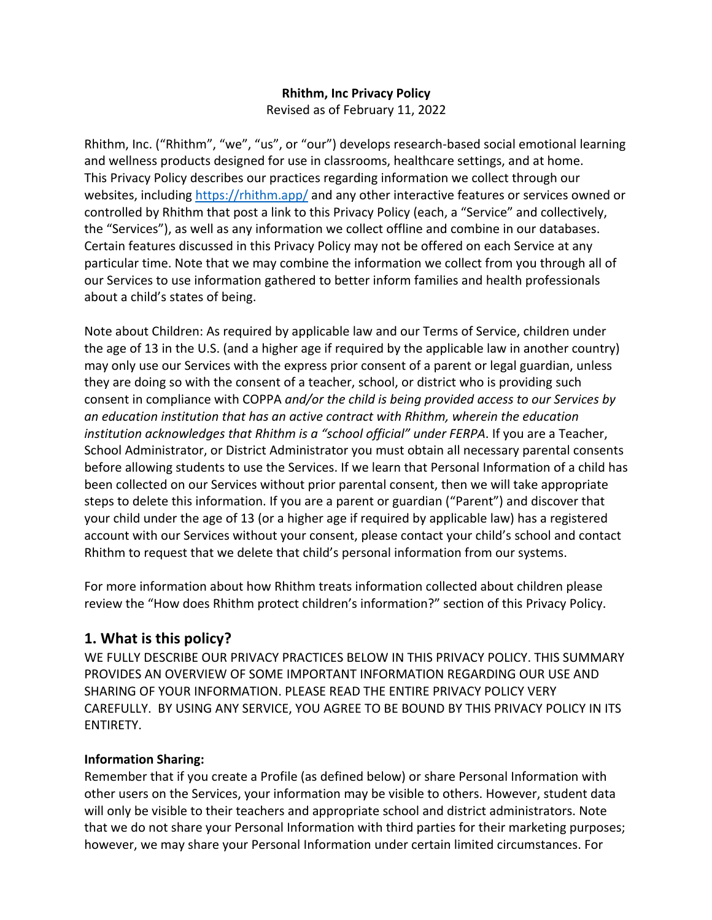**Rhithm, Inc Privacy Policy**

Revised as of February 11, 2022

Rhithm, Inc. ("Rhithm", "we", "us", or "our") develops research-based social emotional learning and wellness products designed for use in classrooms, healthcare settings, and at home. This Privacy Policy describes our practices regarding information we collect through our websites, including [https://rhithm.app/](https://rhithm.app/) and any other interactive features or services owned or controlled by Rhithm that post a link to this Privacy Policy (each, a "Service" and collectively, the "Services"), as well as any information we collect offline and combine in our databases. Certain features discussed in this Privacy Policy may not be offered on each Service at any particular time. Note that we may combine the information we collect from you through all of our Services to use information gathered to better inform families and health professionals about a child's states of being.

Note about Children: As required by applicable law and our Terms of Service, children under the age of 13 in the U.S. (and a higher age if required by the applicable law in another country) may only use our Services with the express prior consent of a parent or legal guardian, unless they are doing so with the consent of a teacher, school, or district who is providing such consent in compliance with COPPA *and/or the child is being provided access to our Services by an education institution that has an active contract with Rhithm, wherein the education institution acknowledges that Rhithm is a "school official" under FERPA*. If you are a Teacher, School Administrator, or District Administrator you must obtain all necessary parental consents before allowing students to use the Services. If we learn that Personal Information of a child has been collected on our Services without prior parental consent, then we will take appropriate steps to delete this information. If you are a parent or guardian ("Parent") and discover that your child under the age of 13 (or a higher age if required by applicable law) has a registered account with our Services without your consent, please contact your child's school and contact Rhithm to request that we delete that child's personal information from our systems.

For more information about how Rhithm treats information collected about children please review the "How does Rhithm protect children's information?" section of this Privacy Policy.

## 1. What is this policy?

WE FULLY DESCRIBE OUR PRIVACY PRACTICES BELOW IN THIS PRIVACY POLICY. THIS SUMMARY PROVIDES AN OVERVIEW OF SOME IMPORTANT INFORMATION REGARDING OUR USE AND SHARING OF YOUR INFORMATION. PLEASE READ THE ENTIRE PRIVACY POLICY VERY CAREFULLY. BY USING ANY SERVICE, YOU AGREE TO BE BOUND BY THIS PRIVACY POLICY IN ITS ENTIRETY.

**Information Sharing:**

Remember that if you create a Profile (as defined below) or share Personal Information with other users on the Services, your information may be visible to others. However, student data will only be visible to their teachers and appropriate school and district administrators. Note that we do not share your Personal Information with third parties for their marketing purposes; however, we may share your Personal Information under certain limited circumstances. For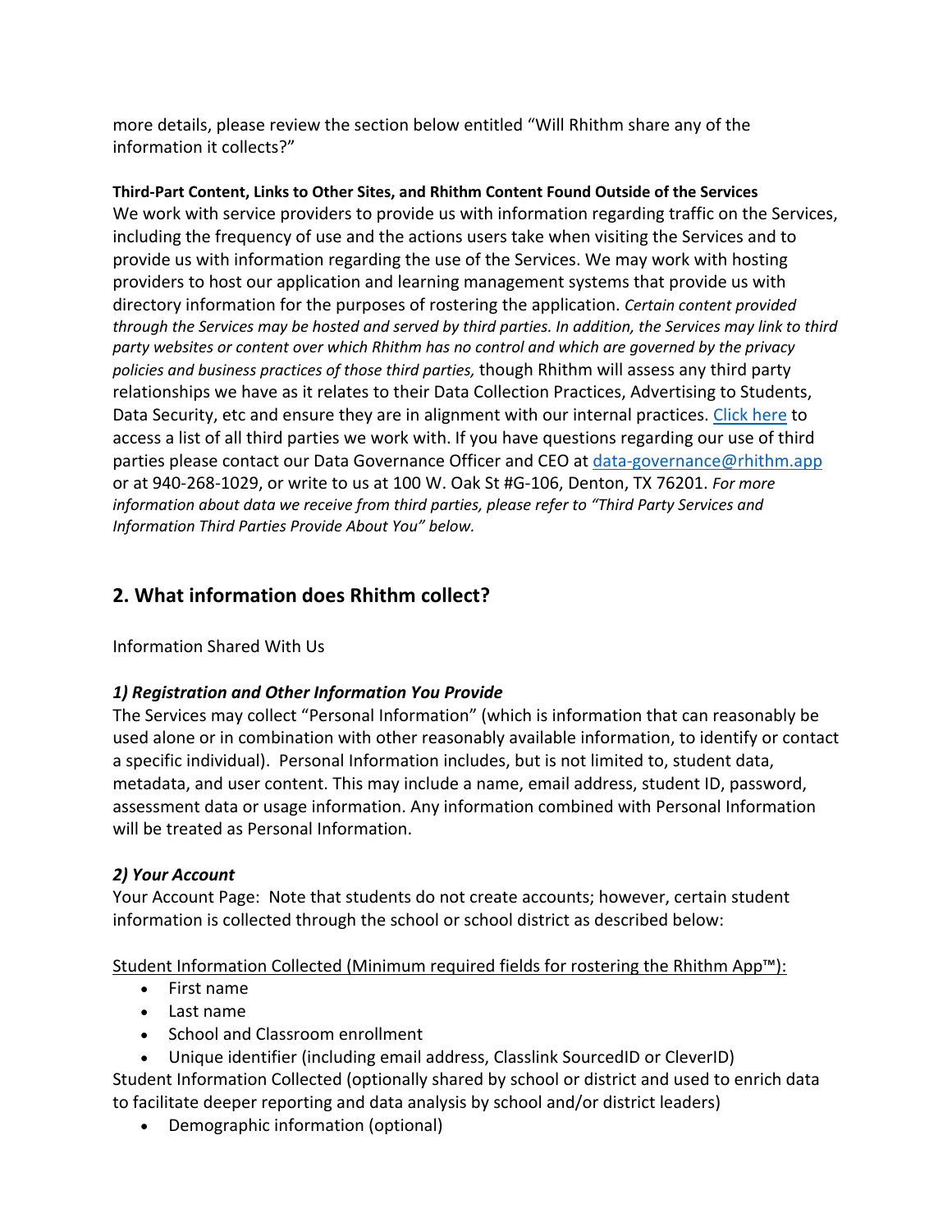more details, please review the section below entitled "Will Rhithm share any of the information it collects?"

**Third-Part Content, Links to Other Sites, and Rhithm Content Found Outside of the Services**

We work with service providers to provide us with information regarding traffic on the Services, including the frequency of use and the actions users take when visiting the Services and to provide us with information regarding the use of the Services. We may work with hosting providers to host our application and learning management systems that provide us with directory information for the purposes of rostering the application. *Certain content provided through the Services may be hosted and served by third parties. In addition, the Services may link to third party websites or content over which Rhithm has no control and which are governed by the privacy policies and business practices of those third parties,* though Rhithm will assess any third party relationships we have as it relates to their Data Collection Practices, Advertising to Students, Data Security, etc and ensure they are in alignment with our internal practices. Click here to access a list of all third parties we work with. If you have questions regarding our use of third parties please contact our Data Governance Officer and CEO at data-governance@rhithm.app or at 940-268-1029, or write to us at 100 W. Oak St #G-106, Denton, TX 76201. *For more information about data we receive from third parties, please refer to "Third Party Services and Information Third Parties Provide About You" below.*

## 2. What information does Rhithm collect?

Information Shared With Us

***1) Registration and Other Information You Provide***

The Services may collect "Personal Information" (which is information that can reasonably be used alone or in combination with other reasonably available information, to identify or contact a specific individual). Personal Information includes, but is not limited to, student data, metadata, and user content. This may include a name, email address, student ID, password, assessment data or usage information. Any information combined with Personal Information will be treated as Personal Information.

***2) Your Account***

Your Account Page: Note that students do not create accounts; however, certain student information is collected through the school or school district as described below:

Student Information Collected (Minimum required fields for rostering the Rhithm App™):

- First name
- Last name
- School and Classroom enrollment
- Unique identifier (including email address, Classlink SourcedID or CleverID)

Student Information Collected (optionally shared by school or district and used to enrich data to facilitate deeper reporting and data analysis by school and/or district leaders)

- Demographic information (optional)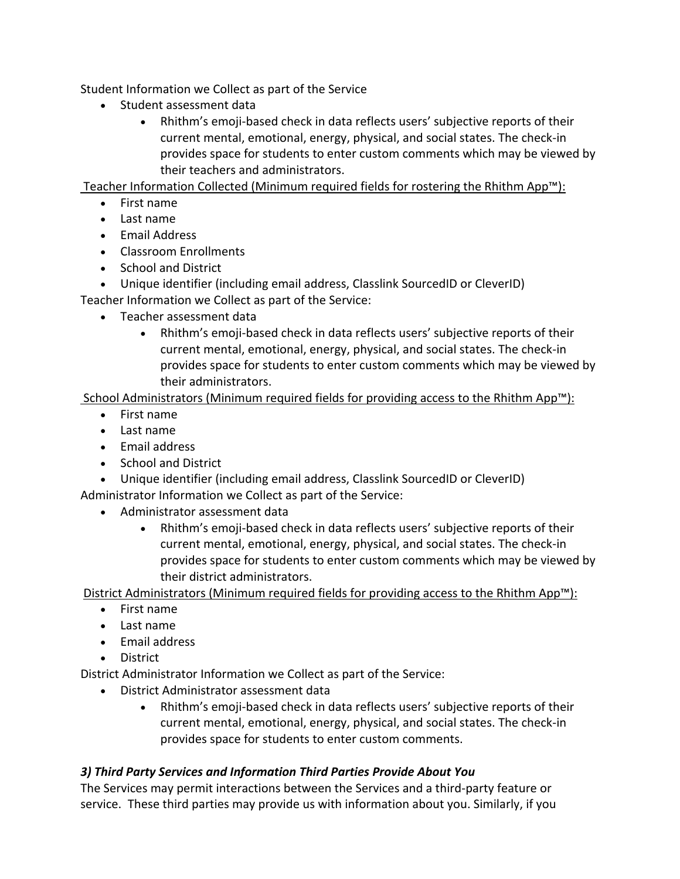Student Information we Collect as part of the Service

- Student assessment data
  - Rhithm's emoji-based check in data reflects users' subjective reports of their current mental, emotional, energy, physical, and social states. The check-in provides space for students to enter custom comments which may be viewed by their teachers and administrators.

<u>Teacher Information Collected (Minimum required fields for rostering the Rhithm App™):</u>

- First name
- Last name
- Email Address
- Classroom Enrollments
- School and District
- Unique identifier (including email address, Classlink SourcedID or CleverID)

Teacher Information we Collect as part of the Service:

- Teacher assessment data
  - Rhithm's emoji-based check in data reflects users' subjective reports of their current mental, emotional, energy, physical, and social states. The check-in provides space for students to enter custom comments which may be viewed by their administrators.

<u>School Administrators (Minimum required fields for providing access to the Rhithm App™):</u>

- First name
- Last name
- Email address
- School and District
- Unique identifier (including email address, Classlink SourcedID or CleverID)

Administrator Information we Collect as part of the Service:

- Administrator assessment data
  - Rhithm's emoji-based check in data reflects users' subjective reports of their current mental, emotional, energy, physical, and social states. The check-in provides space for students to enter custom comments which may be viewed by their district administrators.

<u>District Administrators (Minimum required fields for providing access to the Rhithm App™):</u>

- First name
- Last name
- Email address
- District

District Administrator Information we Collect as part of the Service:

- District Administrator assessment data
  - Rhithm's emoji-based check in data reflects users' subjective reports of their current mental, emotional, energy, physical, and social states. The check-in provides space for students to enter custom comments.

### *3) Third Party Services and Information Third Parties Provide About You*

The Services may permit interactions between the Services and a third-party feature or service. These third parties may provide us with information about you. Similarly, if you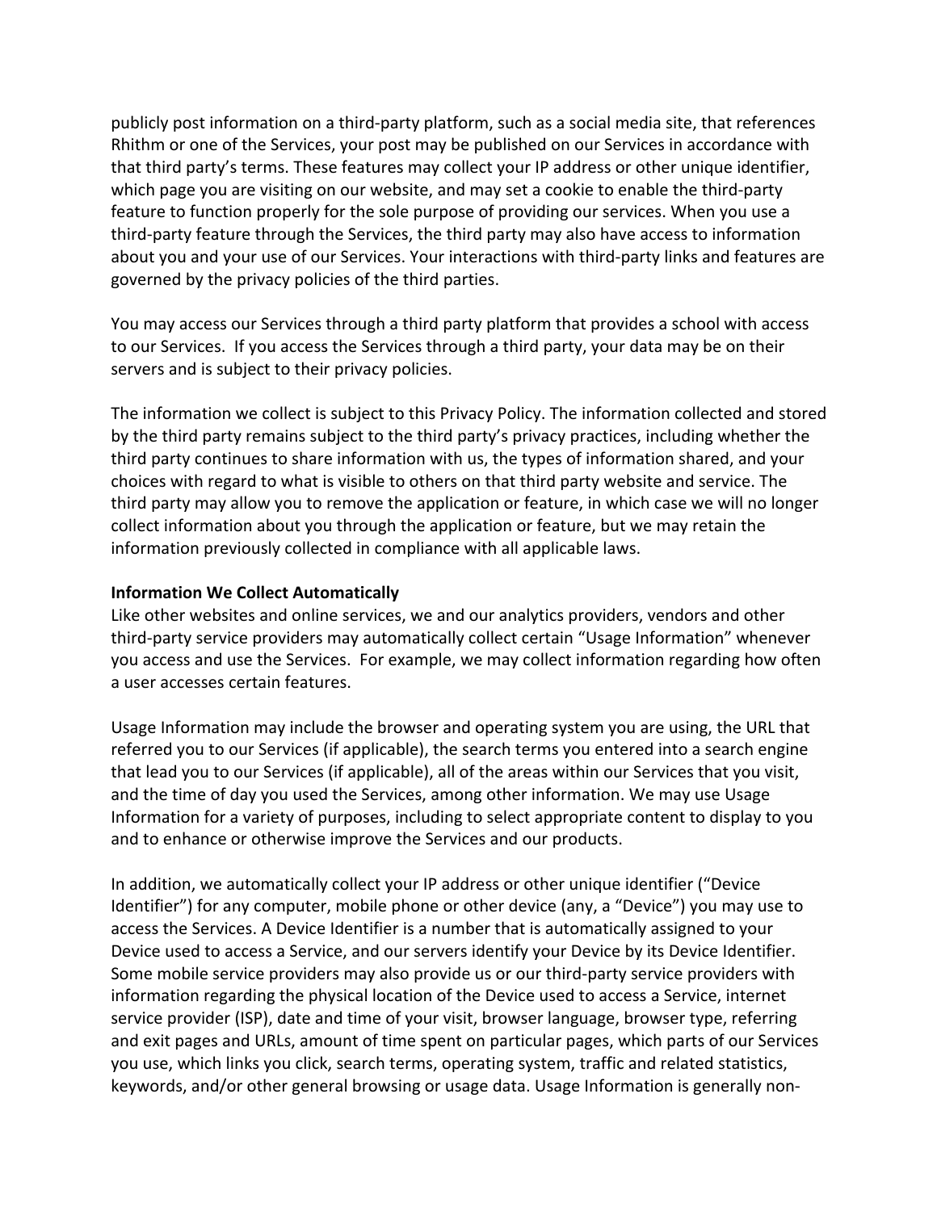publicly post information on a third-party platform, such as a social media site, that references Rhithm or one of the Services, your post may be published on our Services in accordance with that third party's terms. These features may collect your IP address or other unique identifier, which page you are visiting on our website, and may set a cookie to enable the third-party feature to function properly for the sole purpose of providing our services. When you use a third-party feature through the Services, the third party may also have access to information about you and your use of our Services. Your interactions with third-party links and features are governed by the privacy policies of the third parties.

You may access our Services through a third party platform that provides a school with access to our Services. If you access the Services through a third party, your data may be on their servers and is subject to their privacy policies.

The information we collect is subject to this Privacy Policy. The information collected and stored by the third party remains subject to the third party's privacy practices, including whether the third party continues to share information with us, the types of information shared, and your choices with regard to what is visible to others on that third party website and service. The third party may allow you to remove the application or feature, in which case we will no longer collect information about you through the application or feature, but we may retain the information previously collected in compliance with all applicable laws.

**Information We Collect Automatically**

Like other websites and online services, we and our analytics providers, vendors and other third-party service providers may automatically collect certain "Usage Information" whenever you access and use the Services. For example, we may collect information regarding how often a user accesses certain features.

Usage Information may include the browser and operating system you are using, the URL that referred you to our Services (if applicable), the search terms you entered into a search engine that lead you to our Services (if applicable), all of the areas within our Services that you visit, and the time of day you used the Services, among other information. We may use Usage Information for a variety of purposes, including to select appropriate content to display to you and to enhance or otherwise improve the Services and our products.

In addition, we automatically collect your IP address or other unique identifier ("Device Identifier") for any computer, mobile phone or other device (any, a "Device") you may use to access the Services. A Device Identifier is a number that is automatically assigned to your Device used to access a Service, and our servers identify your Device by its Device Identifier. Some mobile service providers may also provide us or our third-party service providers with information regarding the physical location of the Device used to access a Service, internet service provider (ISP), date and time of your visit, browser language, browser type, referring and exit pages and URLs, amount of time spent on particular pages, which parts of our Services you use, which links you click, search terms, operating system, traffic and related statistics, keywords, and/or other general browsing or usage data. Usage Information is generally non-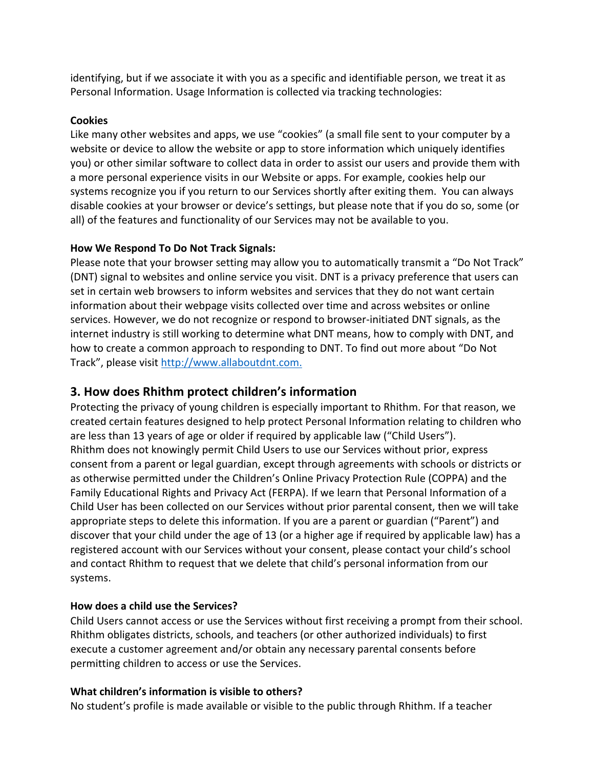identifying, but if we associate it with you as a specific and identifiable person, we treat it as Personal Information. Usage Information is collected via tracking technologies:

**Cookies**

Like many other websites and apps, we use "cookies" (a small file sent to your computer by a website or device to allow the website or app to store information which uniquely identifies you) or other similar software to collect data in order to assist our users and provide them with a more personal experience visits in our Website or apps. For example, cookies help our systems recognize you if you return to our Services shortly after exiting them. You can always disable cookies at your browser or device's settings, but please note that if you do so, some (or all) of the features and functionality of our Services may not be available to you.

**How We Respond To Do Not Track Signals:**

Please note that your browser setting may allow you to automatically transmit a "Do Not Track" (DNT) signal to websites and online service you visit. DNT is a privacy preference that users can set in certain web browsers to inform websites and services that they do not want certain information about their webpage visits collected over time and across websites or online services. However, we do not recognize or respond to browser-initiated DNT signals, as the internet industry is still working to determine what DNT means, how to comply with DNT, and how to create a common approach to responding to DNT. To find out more about "Do Not Track", please visit [http://www.allaboutdnt.com.](http://www.allaboutdnt.com)

## 3. How does Rhithm protect children's information

Protecting the privacy of young children is especially important to Rhithm. For that reason, we created certain features designed to help protect Personal Information relating to children who are less than 13 years of age or older if required by applicable law ("Child Users").
Rhithm does not knowingly permit Child Users to use our Services without prior, express consent from a parent or legal guardian, except through agreements with schools or districts or as otherwise permitted under the Children's Online Privacy Protection Rule (COPPA) and the Family Educational Rights and Privacy Act (FERPA). If we learn that Personal Information of a Child User has been collected on our Services without prior parental consent, then we will take appropriate steps to delete this information. If you are a parent or guardian ("Parent") and discover that your child under the age of 13 (or a higher age if required by applicable law) has a registered account with our Services without your consent, please contact your child's school and contact Rhithm to request that we delete that child's personal information from our systems.

**How does a child use the Services?**

Child Users cannot access or use the Services without first receiving a prompt from their school. Rhithm obligates districts, schools, and teachers (or other authorized individuals) to first execute a customer agreement and/or obtain any necessary parental consents before permitting children to access or use the Services.

**What children's information is visible to others?**

No student's profile is made available or visible to the public through Rhithm. If a teacher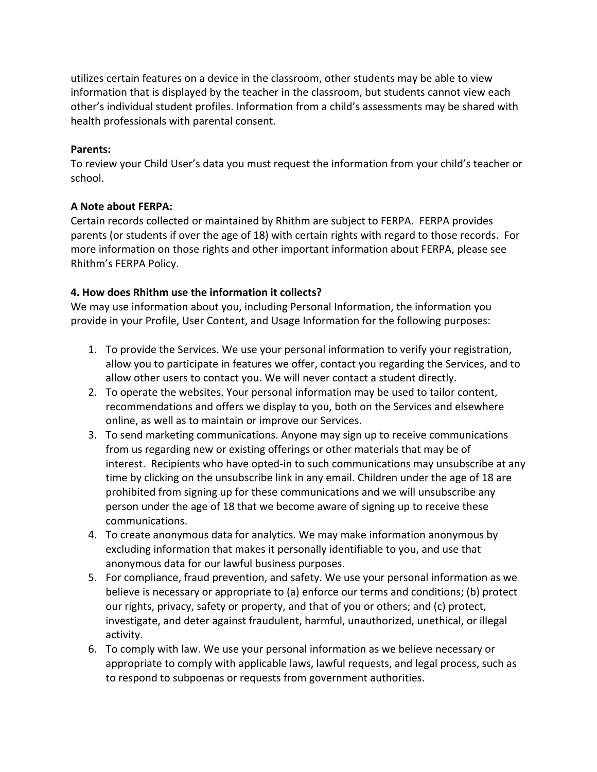utilizes certain features on a device in the classroom, other students may be able to view information that is displayed by the teacher in the classroom, but students cannot view each other's individual student profiles. Information from a child's assessments may be shared with health professionals with parental consent.

**Parents:**
To review your Child User's data you must request the information from your child's teacher or school.

**A Note about FERPA:**
Certain records collected or maintained by Rhithm are subject to FERPA. FERPA provides parents (or students if over the age of 18) with certain rights with regard to those records. For more information on those rights and other important information about FERPA, please see Rhithm's FERPA Policy.

**4. How does Rhithm use the information it collects?**
We may use information about you, including Personal Information, the information you provide in your Profile, User Content, and Usage Information for the following purposes:

1. To provide the Services. We use your personal information to verify your registration, allow you to participate in features we offer, contact you regarding the Services, and to allow other users to contact you. We will never contact a student directly.
2. To operate the websites. Your personal information may be used to tailor content, recommendations and offers we display to you, both on the Services and elsewhere online, as well as to maintain or improve our Services.
3. To send marketing communications. Anyone may sign up to receive communications from us regarding new or existing offerings or other materials that may be of interest. Recipients who have opted-in to such communications may unsubscribe at any time by clicking on the unsubscribe link in any email. Children under the age of 18 are prohibited from signing up for these communications and we will unsubscribe any person under the age of 18 that we become aware of signing up to receive these communications.
4. To create anonymous data for analytics. We may make information anonymous by excluding information that makes it personally identifiable to you, and use that anonymous data for our lawful business purposes.
5. For compliance, fraud prevention, and safety. We use your personal information as we believe is necessary or appropriate to (a) enforce our terms and conditions; (b) protect our rights, privacy, safety or property, and that of you or others; and (c) protect, investigate, and deter against fraudulent, harmful, unauthorized, unethical, or illegal activity.
6. To comply with law. We use your personal information as we believe necessary or appropriate to comply with applicable laws, lawful requests, and legal process, such as to respond to subpoenas or requests from government authorities.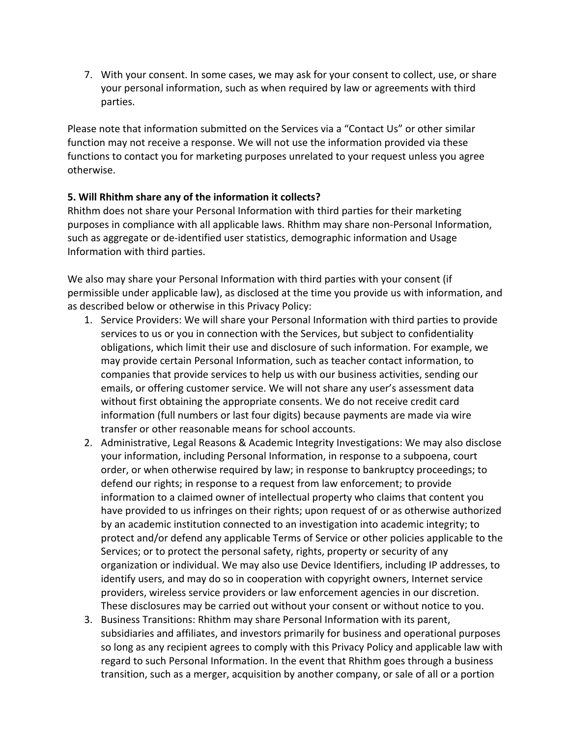7. With your consent. In some cases, we may ask for your consent to collect, use, or share your personal information, such as when required by law or agreements with third parties.

Please note that information submitted on the Services via a "Contact Us" or other similar function may not receive a response. We will not use the information provided via these functions to contact you for marketing purposes unrelated to your request unless you agree otherwise.

**5. Will Rhithm share any of the information it collects?**

Rhithm does not share your Personal Information with third parties for their marketing purposes in compliance with all applicable laws. Rhithm may share non-Personal Information, such as aggregate or de-identified user statistics, demographic information and Usage Information with third parties.

We also may share your Personal Information with third parties with your consent (if permissible under applicable law), as disclosed at the time you provide us with information, and as described below or otherwise in this Privacy Policy:

1. Service Providers: We will share your Personal Information with third parties to provide services to us or you in connection with the Services, but subject to confidentiality obligations, which limit their use and disclosure of such information. For example, we may provide certain Personal Information, such as teacher contact information, to companies that provide services to help us with our business activities, sending our emails, or offering customer service. We will not share any user's assessment data without first obtaining the appropriate consents. We do not receive credit card information (full numbers or last four digits) because payments are made via wire transfer or other reasonable means for school accounts.
2. Administrative, Legal Reasons & Academic Integrity Investigations: We may also disclose your information, including Personal Information, in response to a subpoena, court order, or when otherwise required by law; in response to bankruptcy proceedings; to defend our rights; in response to a request from law enforcement; to provide information to a claimed owner of intellectual property who claims that content you have provided to us infringes on their rights; upon request of or as otherwise authorized by an academic institution connected to an investigation into academic integrity; to protect and/or defend any applicable Terms of Service or other policies applicable to the Services; or to protect the personal safety, rights, property or security of any organization or individual. We may also use Device Identifiers, including IP addresses, to identify users, and may do so in cooperation with copyright owners, Internet service providers, wireless service providers or law enforcement agencies in our discretion. These disclosures may be carried out without your consent or without notice to you.
3. Business Transitions: Rhithm may share Personal Information with its parent, subsidiaries and affiliates, and investors primarily for business and operational purposes so long as any recipient agrees to comply with this Privacy Policy and applicable law with regard to such Personal Information. In the event that Rhithm goes through a business transition, such as a merger, acquisition by another company, or sale of all or a portion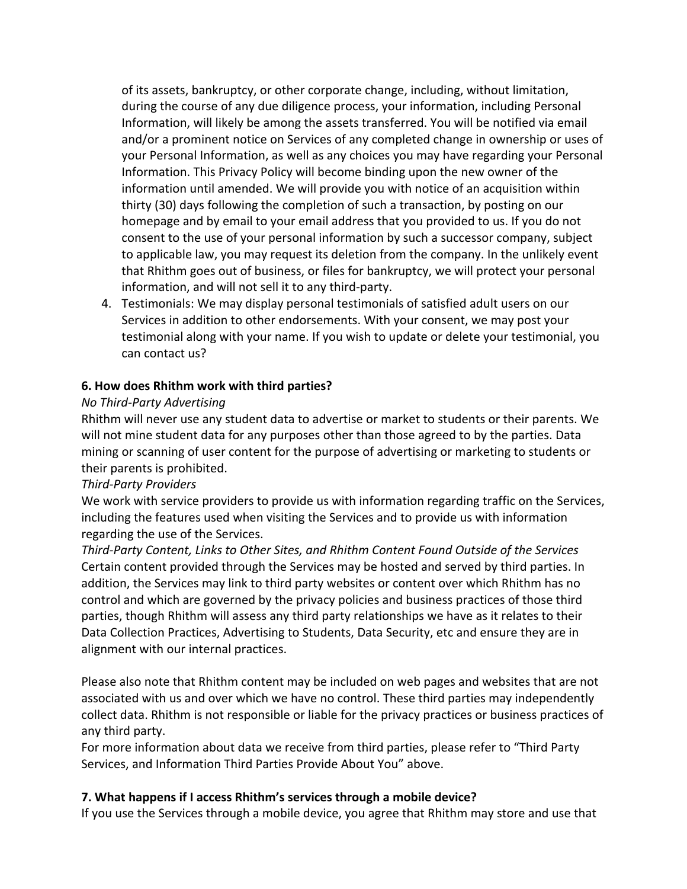of its assets, bankruptcy, or other corporate change, including, without limitation, during the course of any due diligence process, your information, including Personal Information, will likely be among the assets transferred. You will be notified via email and/or a prominent notice on Services of any completed change in ownership or uses of your Personal Information, as well as any choices you may have regarding your Personal Information. This Privacy Policy will become binding upon the new owner of the information until amended. We will provide you with notice of an acquisition within thirty (30) days following the completion of such a transaction, by posting on our homepage and by email to your email address that you provided to us. If you do not consent to the use of your personal information by such a successor company, subject to applicable law, you may request its deletion from the company. In the unlikely event that Rhithm goes out of business, or files for bankruptcy, we will protect your personal information, and will not sell it to any third-party.

4. Testimonials: We may display personal testimonials of satisfied adult users on our Services in addition to other endorsements. With your consent, we may post your testimonial along with your name. If you wish to update or delete your testimonial, you can contact us?

**6. How does Rhithm work with third parties?**

*No Third-Party Advertising*

Rhithm will never use any student data to advertise or market to students or their parents. We will not mine student data for any purposes other than those agreed to by the parties. Data mining or scanning of user content for the purpose of advertising or marketing to students or their parents is prohibited.

*Third-Party Providers*

We work with service providers to provide us with information regarding traffic on the Services, including the features used when visiting the Services and to provide us with information regarding the use of the Services.

*Third-Party Content, Links to Other Sites, and Rhithm Content Found Outside of the Services*

Certain content provided through the Services may be hosted and served by third parties. In addition, the Services may link to third party websites or content over which Rhithm has no control and which are governed by the privacy policies and business practices of those third parties, though Rhithm will assess any third party relationships we have as it relates to their Data Collection Practices, Advertising to Students, Data Security, etc and ensure they are in alignment with our internal practices.

Please also note that Rhithm content may be included on web pages and websites that are not associated with us and over which we have no control. These third parties may independently collect data. Rhithm is not responsible or liable for the privacy practices or business practices of any third party.

For more information about data we receive from third parties, please refer to "Third Party Services, and Information Third Parties Provide About You" above.

**7. What happens if I access Rhithm's services through a mobile device?**

If you use the Services through a mobile device, you agree that Rhithm may store and use that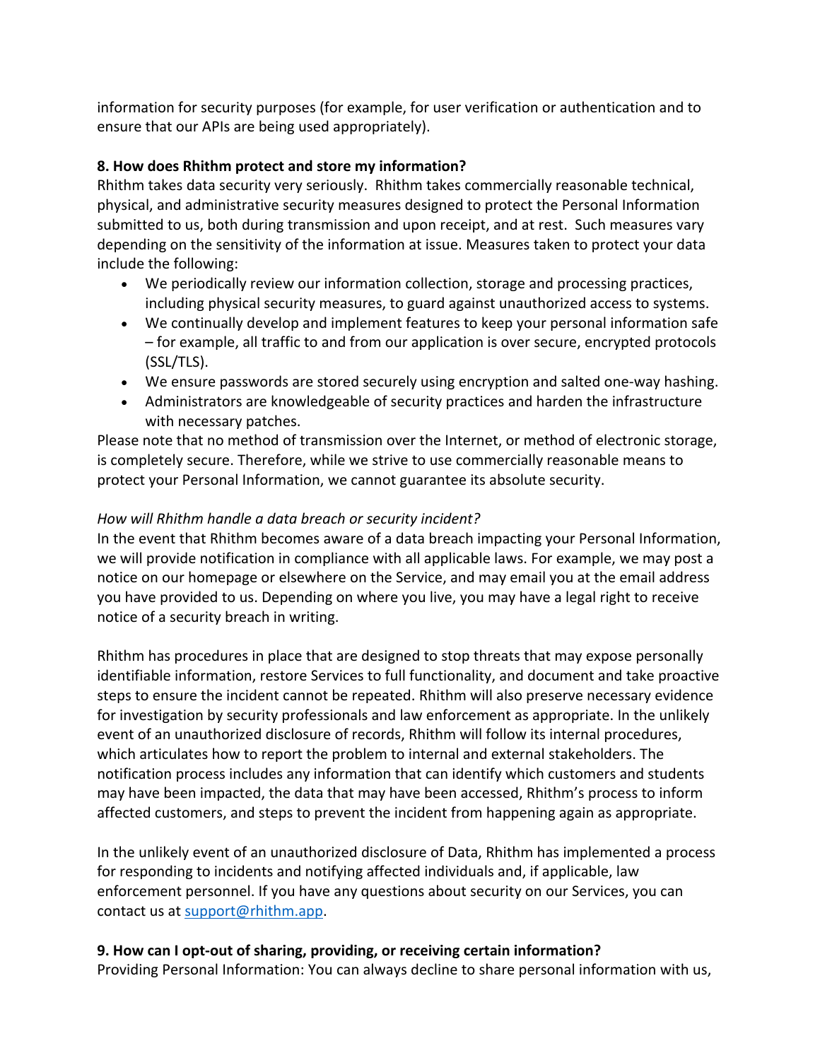information for security purposes (for example, for user verification or authentication and to ensure that our APIs are being used appropriately).

**8. How does Rhithm protect and store my information?**

Rhithm takes data security very seriously. Rhithm takes commercially reasonable technical, physical, and administrative security measures designed to protect the Personal Information submitted to us, both during transmission and upon receipt, and at rest. Such measures vary depending on the sensitivity of the information at issue. Measures taken to protect your data include the following:

- We periodically review our information collection, storage and processing practices, including physical security measures, to guard against unauthorized access to systems.
- We continually develop and implement features to keep your personal information safe – for example, all traffic to and from our application is over secure, encrypted protocols (SSL/TLS).
- We ensure passwords are stored securely using encryption and salted one-way hashing.
- Administrators are knowledgeable of security practices and harden the infrastructure with necessary patches.

Please note that no method of transmission over the Internet, or method of electronic storage, is completely secure. Therefore, while we strive to use commercially reasonable means to protect your Personal Information, we cannot guarantee its absolute security.

*How will Rhithm handle a data breach or security incident?*

In the event that Rhithm becomes aware of a data breach impacting your Personal Information, we will provide notification in compliance with all applicable laws. For example, we may post a notice on our homepage or elsewhere on the Service, and may email you at the email address you have provided to us. Depending on where you live, you may have a legal right to receive notice of a security breach in writing.

Rhithm has procedures in place that are designed to stop threats that may expose personally identifiable information, restore Services to full functionality, and document and take proactive steps to ensure the incident cannot be repeated. Rhithm will also preserve necessary evidence for investigation by security professionals and law enforcement as appropriate. In the unlikely event of an unauthorized disclosure of records, Rhithm will follow its internal procedures, which articulates how to report the problem to internal and external stakeholders. The notification process includes any information that can identify which customers and students may have been impacted, the data that may have been accessed, Rhithm's process to inform affected customers, and steps to prevent the incident from happening again as appropriate.

In the unlikely event of an unauthorized disclosure of Data, Rhithm has implemented a process for responding to incidents and notifying affected individuals and, if applicable, law enforcement personnel. If you have any questions about security on our Services, you can contact us at support@rhithm.app.

**9. How can I opt-out of sharing, providing, or receiving certain information?**

Providing Personal Information: You can always decline to share personal information with us,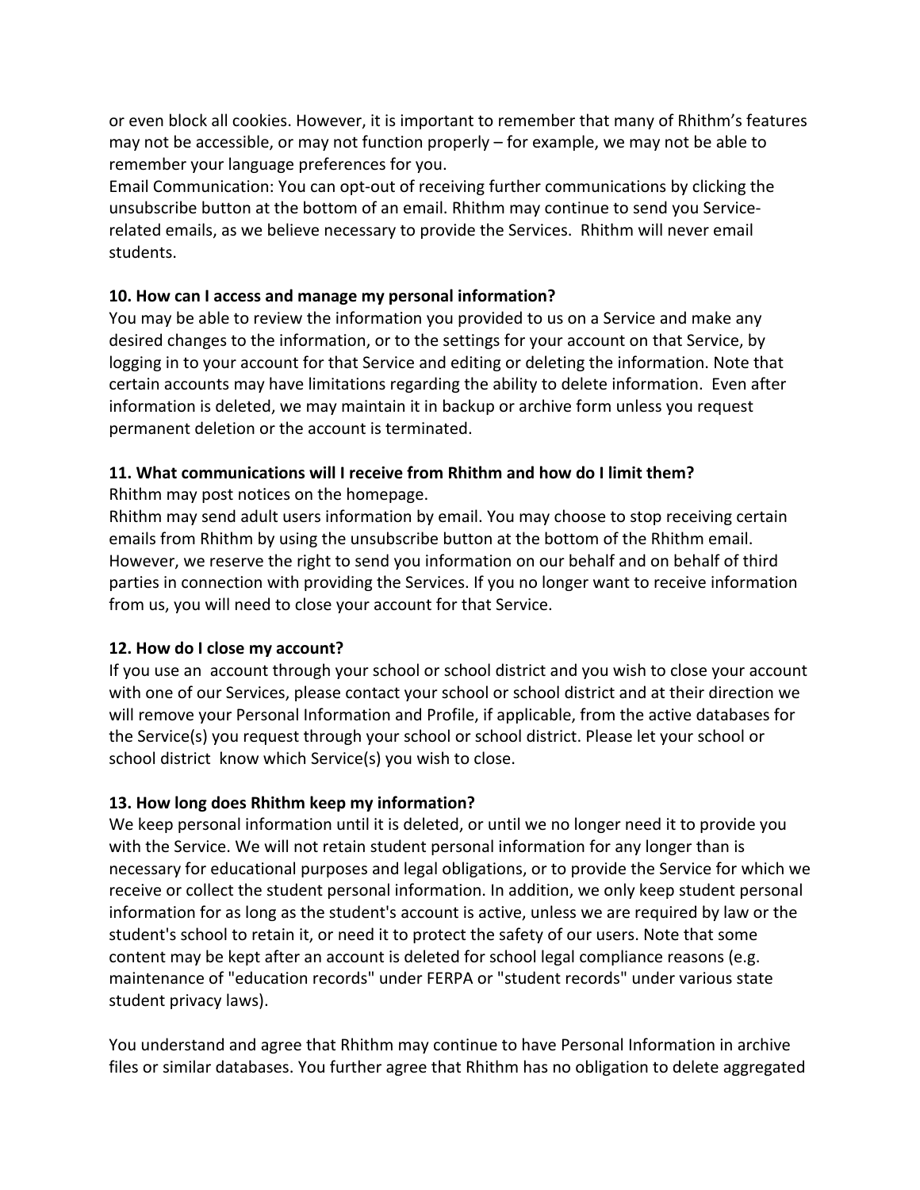or even block all cookies. However, it is important to remember that many of Rhithm's features may not be accessible, or may not function properly – for example, we may not be able to remember your language preferences for you.
Email Communication: You can opt-out of receiving further communications by clicking the unsubscribe button at the bottom of an email. Rhithm may continue to send you Service-related emails, as we believe necessary to provide the Services. Rhithm will never email students.

**10. How can I access and manage my personal information?**
You may be able to review the information you provided to us on a Service and make any desired changes to the information, or to the settings for your account on that Service, by logging in to your account for that Service and editing or deleting the information. Note that certain accounts may have limitations regarding the ability to delete information. Even after information is deleted, we may maintain it in backup or archive form unless you request permanent deletion or the account is terminated.

**11. What communications will I receive from Rhithm and how do I limit them?**
Rhithm may post notices on the homepage.
Rhithm may send adult users information by email. You may choose to stop receiving certain emails from Rhithm by using the unsubscribe button at the bottom of the Rhithm email. However, we reserve the right to send you information on our behalf and on behalf of third parties in connection with providing the Services. If you no longer want to receive information from us, you will need to close your account for that Service.

**12. How do I close my account?**
If you use an account through your school or school district and you wish to close your account with one of our Services, please contact your school or school district and at their direction we will remove your Personal Information and Profile, if applicable, from the active databases for the Service(s) you request through your school or school district. Please let your school or school district know which Service(s) you wish to close.

**13. How long does Rhithm keep my information?**
We keep personal information until it is deleted, or until we no longer need it to provide you with the Service. We will not retain student personal information for any longer than is necessary for educational purposes and legal obligations, or to provide the Service for which we receive or collect the student personal information. In addition, we only keep student personal information for as long as the student's account is active, unless we are required by law or the student's school to retain it, or need it to protect the safety of our users. Note that some content may be kept after an account is deleted for school legal compliance reasons (e.g. maintenance of "education records" under FERPA or "student records" under various state student privacy laws).

You understand and agree that Rhithm may continue to have Personal Information in archive files or similar databases. You further agree that Rhithm has no obligation to delete aggregated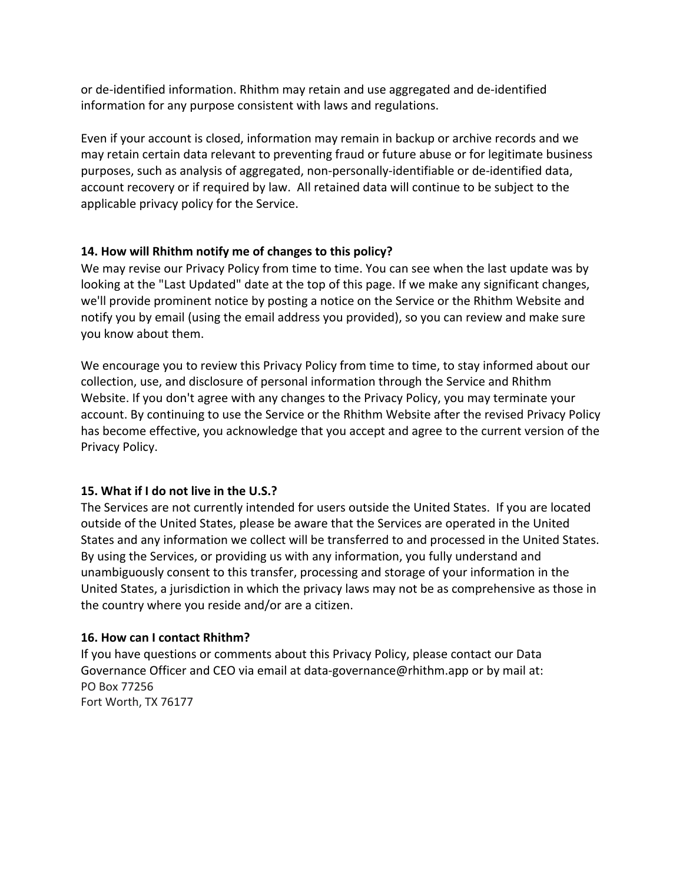or de-identified information. Rhithm may retain and use aggregated and de-identified information for any purpose consistent with laws and regulations.

Even if your account is closed, information may remain in backup or archive records and we may retain certain data relevant to preventing fraud or future abuse or for legitimate business purposes, such as analysis of aggregated, non-personally-identifiable or de-identified data, account recovery or if required by law. All retained data will continue to be subject to the applicable privacy policy for the Service.

**14. How will Rhithm notify me of changes to this policy?**

We may revise our Privacy Policy from time to time. You can see when the last update was by looking at the "Last Updated" date at the top of this page. If we make any significant changes, we'll provide prominent notice by posting a notice on the Service or the Rhithm Website and notify you by email (using the email address you provided), so you can review and make sure you know about them.

We encourage you to review this Privacy Policy from time to time, to stay informed about our collection, use, and disclosure of personal information through the Service and Rhithm Website. If you don't agree with any changes to the Privacy Policy, you may terminate your account. By continuing to use the Service or the Rhithm Website after the revised Privacy Policy has become effective, you acknowledge that you accept and agree to the current version of the Privacy Policy.

**15. What if I do not live in the U.S.?**

The Services are not currently intended for users outside the United States. If you are located outside of the United States, please be aware that the Services are operated in the United States and any information we collect will be transferred to and processed in the United States. By using the Services, or providing us with any information, you fully understand and unambiguously consent to this transfer, processing and storage of your information in the United States, a jurisdiction in which the privacy laws may not be as comprehensive as those in the country where you reside and/or are a citizen.

**16. How can I contact Rhithm?**

If you have questions or comments about this Privacy Policy, please contact our Data Governance Officer and CEO via email at data-governance@rhithm.app or by mail at:
PO Box 77256
Fort Worth, TX 76177